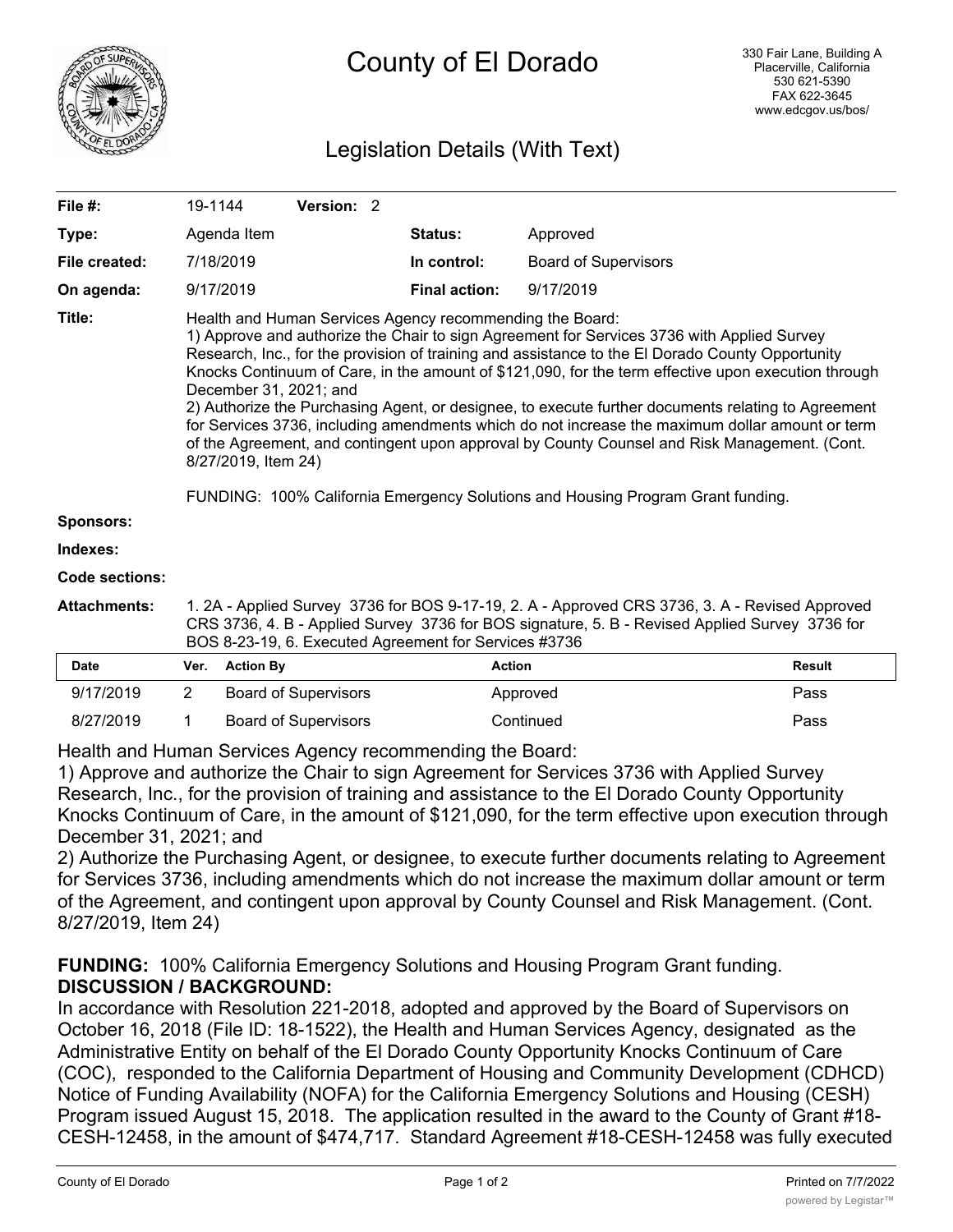# County of El Dorado

330 Fair Lane, Building A
Placerville, California
530 621-5390
FAX 622-3645
www.edcgov.us/bos/

## Legislation Details (With Text)

| | | | |
|---|---|---|---|
| **File #:** | 19-1144 **Version:** 2 | | |
| **Type:** | Agenda Item | **Status:** | Approved |
| **File created:** | 7/18/2019 | **In control:** | Board of Supervisors |
| **On agenda:** | 9/17/2019 | **Final action:** | 9/17/2019 |

**Title:** Health and Human Services Agency recommending the Board:
1) Approve and authorize the Chair to sign Agreement for Services 3736 with Applied Survey Research, Inc., for the provision of training and assistance to the El Dorado County Opportunity Knocks Continuum of Care, in the amount of $121,090, for the term effective upon execution through December 31, 2021; and
2) Authorize the Purchasing Agent, or designee, to execute further documents relating to Agreement for Services 3736, including amendments which do not increase the maximum dollar amount or term of the Agreement, and contingent upon approval by County Counsel and Risk Management. (Cont. 8/27/2019, Item 24)

FUNDING: 100% California Emergency Solutions and Housing Program Grant funding.

**Sponsors:**

**Indexes:**

**Code sections:**

**Attachments:** 1. 2A - Applied Survey 3736 for BOS 9-17-19, 2. A - Approved CRS 3736, 3. A - Revised Approved CRS 3736, 4. B - Applied Survey 3736 for BOS signature, 5. B - Revised Applied Survey 3736 for BOS 8-23-19, 6. Executed Agreement for Services #3736

| Date | Ver. | Action By | Action | Result |
|---|---|---|---|---|
| 9/17/2019 | 2 | Board of Supervisors | Approved | Pass |
| 8/27/2019 | 1 | Board of Supervisors | Continued | Pass |

Health and Human Services Agency recommending the Board:
1) Approve and authorize the Chair to sign Agreement for Services 3736 with Applied Survey Research, Inc., for the provision of training and assistance to the El Dorado County Opportunity Knocks Continuum of Care, in the amount of $121,090, for the term effective upon execution through December 31, 2021; and
2) Authorize the Purchasing Agent, or designee, to execute further documents relating to Agreement for Services 3736, including amendments which do not increase the maximum dollar amount or term of the Agreement, and contingent upon approval by County Counsel and Risk Management. (Cont. 8/27/2019, Item 24)

**FUNDING:** 100% California Emergency Solutions and Housing Program Grant funding.
**DISCUSSION / BACKGROUND:**
In accordance with Resolution 221-2018, adopted and approved by the Board of Supervisors on October 16, 2018 (File ID: 18-1522), the Health and Human Services Agency, designated as the Administrative Entity on behalf of the El Dorado County Opportunity Knocks Continuum of Care (COC), responded to the California Department of Housing and Community Development (CDHCD) Notice of Funding Availability (NOFA) for the California Emergency Solutions and Housing (CESH) Program issued August 15, 2018. The application resulted in the award to the County of Grant #18-CESH-12458, in the amount of $474,717. Standard Agreement #18-CESH-12458 was fully executed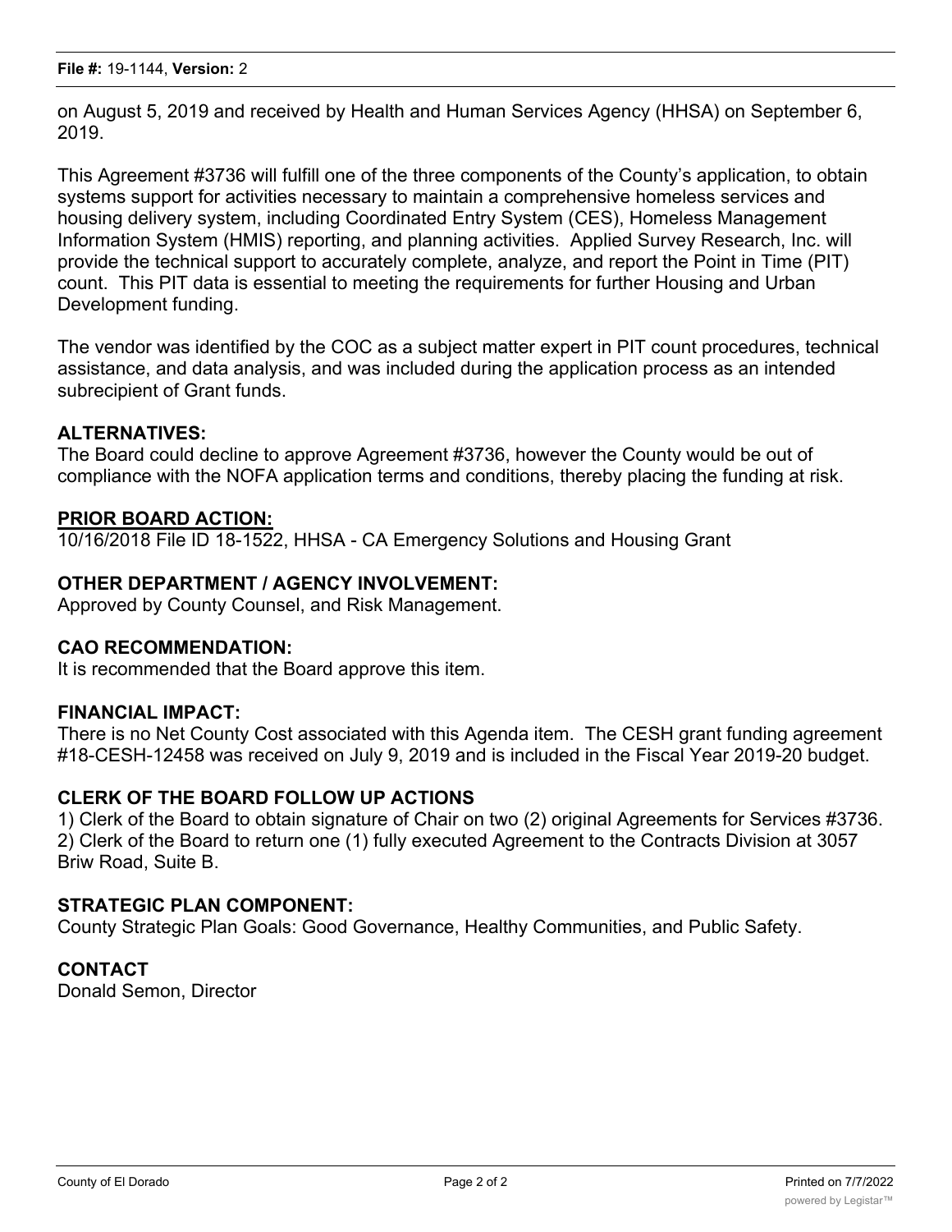on August 5, 2019 and received by Health and Human Services Agency (HHSA) on September 6, 2019.

This Agreement #3736 will fulfill one of the three components of the County's application, to obtain systems support for activities necessary to maintain a comprehensive homeless services and housing delivery system, including Coordinated Entry System (CES), Homeless Management Information System (HMIS) reporting, and planning activities. Applied Survey Research, Inc. will provide the technical support to accurately complete, analyze, and report the Point in Time (PIT) count. This PIT data is essential to meeting the requirements for further Housing and Urban Development funding.

The vendor was identified by the COC as a subject matter expert in PIT count procedures, technical assistance, and data analysis, and was included during the application process as an intended subrecipient of Grant funds.

**ALTERNATIVES:**
The Board could decline to approve Agreement #3736, however the County would be out of compliance with the NOFA application terms and conditions, thereby placing the funding at risk.

**PRIOR BOARD ACTION:**
10/16/2018 File ID 18-1522, HHSA - CA Emergency Solutions and Housing Grant

**OTHER DEPARTMENT / AGENCY INVOLVEMENT:**
Approved by County Counsel, and Risk Management.

**CAO RECOMMENDATION:**
It is recommended that the Board approve this item.

**FINANCIAL IMPACT:**
There is no Net County Cost associated with this Agenda item. The CESH grant funding agreement #18-CESH-12458 was received on July 9, 2019 and is included in the Fiscal Year 2019-20 budget.

**CLERK OF THE BOARD FOLLOW UP ACTIONS**
1) Clerk of the Board to obtain signature of Chair on two (2) original Agreements for Services #3736.
2) Clerk of the Board to return one (1) fully executed Agreement to the Contracts Division at 3057 Briw Road, Suite B.

**STRATEGIC PLAN COMPONENT:**
County Strategic Plan Goals: Good Governance, Healthy Communities, and Public Safety.

**CONTACT**
Donald Semon, Director